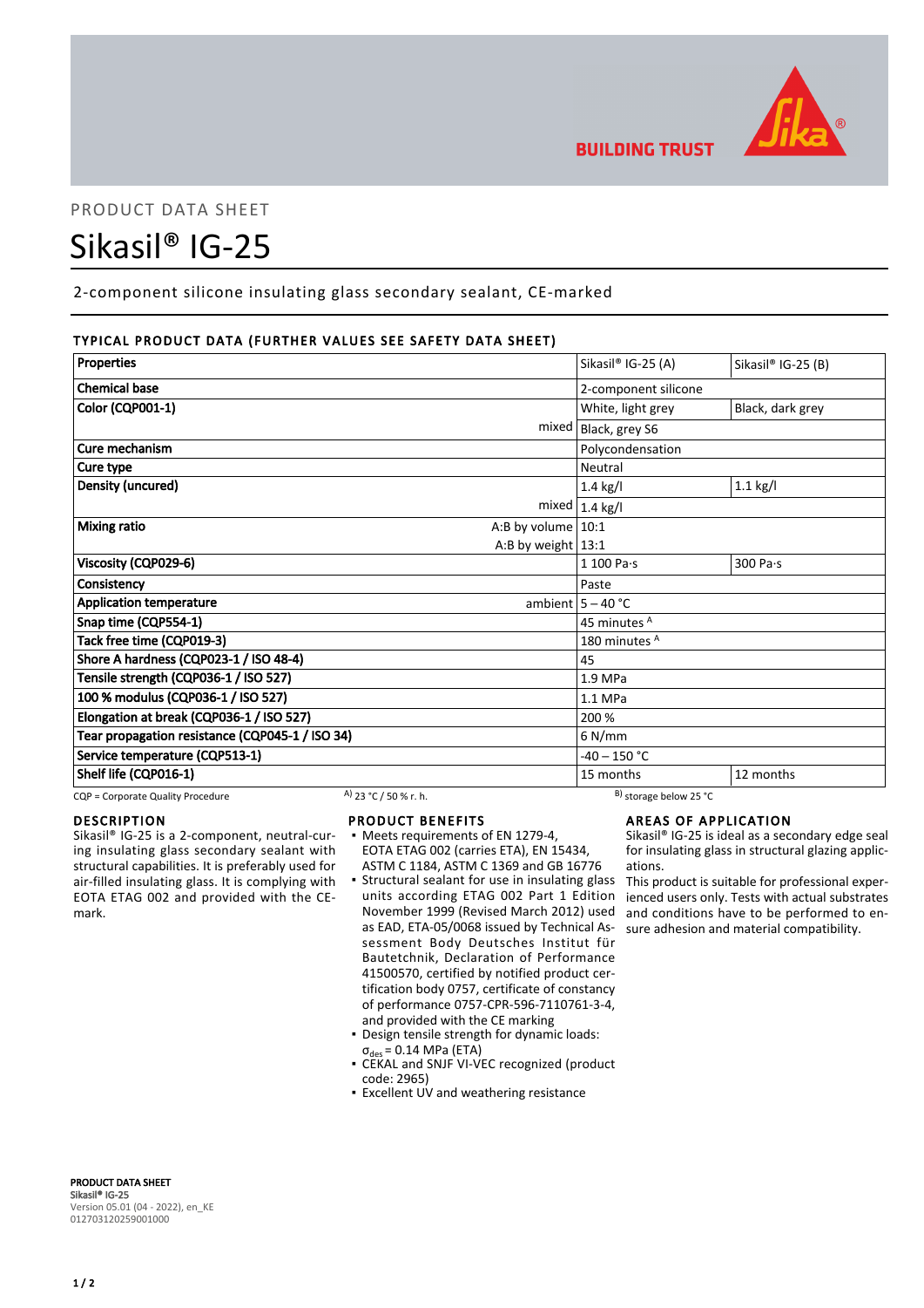PRODUCT DATA SHEET

# Sikasil® IG-25

2-component silicone insulating glass secondary sealant, CE-marked

## TYPICAL PRODUCT DATA (FURTHER VALUES SEE SAFETY DATA SHEET)

| Properties | | Sikasil® IG-25 (A) | Sikasil® IG-25 (B) |
|---|---|---|---|
| Chemical base | | 2-component silicone | |
| Color (CQP001-1) | | White, light grey | Black, dark grey |
| | mixed | Black, grey S6 | |
| Cure mechanism | | Polycondensation | |
| Cure type | | Neutral | |
| Density (uncured) | | 1.4 kg/l | 1.1 kg/l |
| | mixed | 1.4 kg/l | |
| Mixing ratio | A:B by volume | 10:1 | |
| | A:B by weight | 13:1 | |
| Viscosity (CQP029-6) | | 1 100 Pa·s | 300 Pa·s |
| Consistency | | Paste | |
| Application temperature | ambient | 5 – 40 °C | |
| Snap time (CQP554-1) | | 45 minutes [A] | |
| Tack free time (CQP019-3) | | 180 minutes [A] | |
| Shore A hardness (CQP023-1 / ISO 48-4) | | 45 | |
| Tensile strength (CQP036-1 / ISO 527) | | 1.9 MPa | |
| 100 % modulus (CQP036-1 / ISO 527) | | 1.1 MPa | |
| Elongation at break (CQP036-1 / ISO 527) | | 200 % | |
| Tear propagation resistance (CQP045-1 / ISO 34) | | 6 N/mm | |
| Service temperature (CQP513-1) | | -40 – 150 °C | |
| Shelf life (CQP016-1) | | 15 months | 12 months |

CQP = Corporate Quality Procedure  [A] 23 °C / 50 % r. h.  [B] storage below 25 °C

## DESCRIPTION

Sikasil® IG-25 is a 2-component, neutral-curing insulating glass secondary sealant with structural capabilities. It is preferably used for air-filled insulating glass. It is complying with EOTA ETAG 002 and provided with the CE-mark.

## PRODUCT BENEFITS

- Meets requirements of EN 1279-4, EOTA ETAG 002 (carries ETA), EN 15434, ASTM C 1184, ASTM C 1369 and GB 16776
- Structural sealant for use in insulating glass units according ETAG 002 Part 1 Edition November 1999 (Revised March 2012) used as EAD, ETA-05/0068 issued by Technical Assessment Body Deutsches Institut für Bautetchnik, Declaration of Performance 41500570, certified by notified product certification body 0757, certificate of constancy of performance 0757-CPR-596-7110761-3-4, and provided with the CE marking
- Design tensile strength for dynamic loads: $\sigma_{des}$ = 0.14 MPa (ETA)
- CEKAL and SNJF VI-VEC recognized (product code: 2965)
- Excellent UV and weathering resistance

## AREAS OF APPLICATION

Sikasil® IG-25 is ideal as a secondary edge seal for insulating glass in structural glazing applications.

This product is suitable for professional experienced users only. Tests with actual substrates and conditions have to be performed to ensure adhesion and material compatibility.

**PRODUCT DATA SHEET**
**Sikasil® IG-25**
Version 05.01 (04 - 2022), en_KE
012703120259001000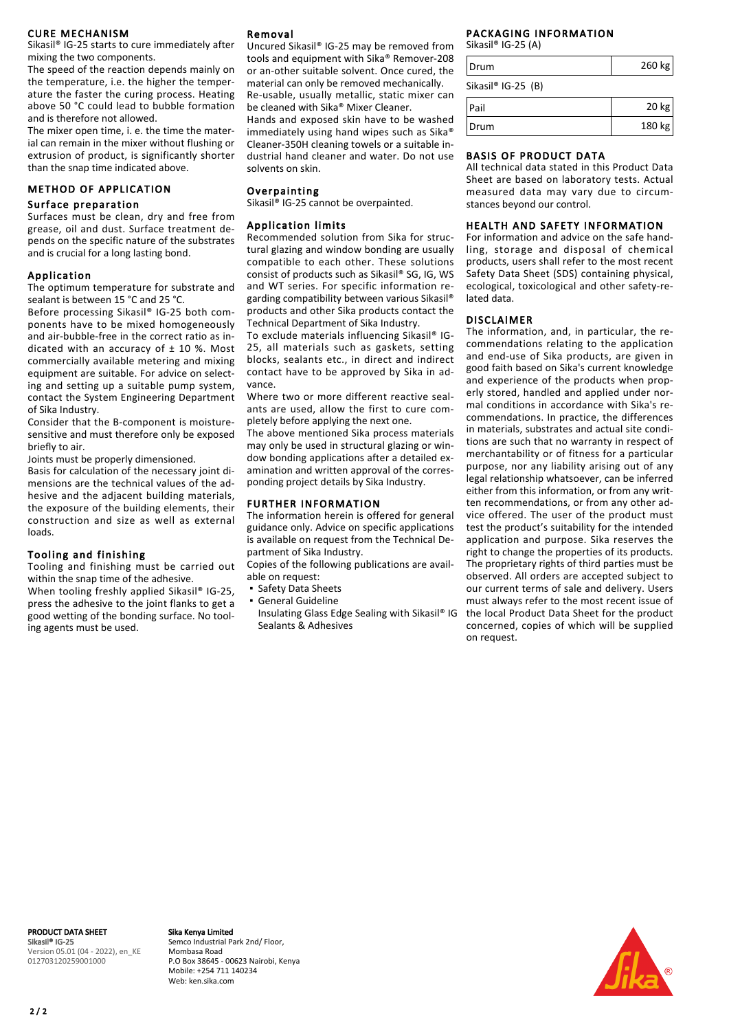## CURE MECHANISM

Sikasil® IG-25 starts to cure immediately after mixing the two components.

The speed of the reaction depends mainly on the temperature, i.e. the higher the temperature the faster the curing process. Heating above 50 °C could lead to bubble formation and is therefore not allowed.

The mixer open time, i. e. the time the material can remain in the mixer without flushing or extrusion of product, is significantly shorter than the snap time indicated above.

## METHOD OF APPLICATION

### Surface preparation

Surfaces must be clean, dry and free from grease, oil and dust. Surface treatment depends on the specific nature of the substrates and is crucial for a long lasting bond.

### Application

The optimum temperature for substrate and sealant is between 15 °C and 25 °C.

Before processing Sikasil® IG-25 both components have to be mixed homogeneously and air-bubble-free in the correct ratio as indicated with an accuracy of ± 10 %. Most commercially available metering and mixing equipment are suitable. For advice on selecting and setting up a suitable pump system, contact the System Engineering Department of Sika Industry.

Consider that the B-component is moisture-sensitive and must therefore only be exposed briefly to air.

Joints must be properly dimensioned.

Basis for calculation of the necessary joint dimensions are the technical values of the adhesive and the adjacent building materials, the exposure of the building elements, their construction and size as well as external loads.

### Tooling and finishing

Tooling and finishing must be carried out within the snap time of the adhesive.

When tooling freshly applied Sikasil® IG-25, press the adhesive to the joint flanks to get a good wetting of the bonding surface. No tooling agents must be used.

### Removal

Uncured Sikasil® IG-25 may be removed from tools and equipment with Sika® Remover-208 or an-other suitable solvent. Once cured, the material can only be removed mechanically.

Re-usable, usually metallic, static mixer can be cleaned with Sika® Mixer Cleaner.

Hands and exposed skin have to be washed immediately using hand wipes such as Sika® Cleaner-350H cleaning towels or a suitable industrial hand cleaner and water. Do not use solvents on skin.

### Overpainting

Sikasil® IG-25 cannot be overpainted.

### Application limits

Recommended solution from Sika for structural glazing and window bonding are usually compatible to each other. These solutions consist of products such as Sikasil® SG, IG, WS and WT series. For specific information regarding compatibility between various Sikasil® products and other Sika products contact the Technical Department of Sika Industry.

To exclude materials influencing Sikasil® IG-25, all materials such as gaskets, setting blocks, sealants etc., in direct and indirect contact have to be approved by Sika in advance.

Where two or more different reactive sealants are used, allow the first to cure completely before applying the next one.

The above mentioned Sika process materials may only be used in structural glazing or window bonding applications after a detailed examination and written approval of the corresponding project details by Sika Industry.

## FURTHER INFORMATION

The information herein is offered for general guidance only. Advice on specific applications is available on request from the Technical Department of Sika Industry.

Copies of the following publications are available on request:

- Safety Data Sheets
- General Guideline
  Insulating Glass Edge Sealing with Sikasil® IG Sealants & Adhesives

## PACKAGING INFORMATION

Sikasil® IG-25 (A)

| | |
|---|---|
| Drum | 260 kg |

Sikasil® IG-25 (B)

| | |
|---|---|
| Pail | 20 kg |
| Drum | 180 kg |

## BASIS OF PRODUCT DATA

All technical data stated in this Product Data Sheet are based on laboratory tests. Actual measured data may vary due to circumstances beyond our control.

## HEALTH AND SAFETY INFORMATION

For information and advice on the safe handling, storage and disposal of chemical products, users shall refer to the most recent Safety Data Sheet (SDS) containing physical, ecological, toxicological and other safety-related data.

## DISCLAIMER

The information, and, in particular, the recommendations relating to the application and end-use of Sika products, are given in good faith based on Sika's current knowledge and experience of the products when properly stored, handled and applied under normal conditions in accordance with Sika's recommendations. In practice, the differences in materials, substrates and actual site conditions are such that no warranty in respect of merchantability or of fitness for a particular purpose, nor any liability arising out of any legal relationship whatsoever, can be inferred either from this information, or from any written recommendations, or from any other advice offered. The user of the product must test the product's suitability for the intended application and purpose. Sika reserves the right to change the properties of its products. The proprietary rights of third parties must be observed. All orders are accepted subject to our current terms of sale and delivery. Users must always refer to the most recent issue of the local Product Data Sheet for the product concerned, copies of which will be supplied on request.

**PRODUCT DATA SHEET**
**Sikasil® IG-25**
Version 05.01 (04 - 2022), en_KE
012703120259001000

**Sika Kenya Limited**
Semco Industrial Park 2nd/ Floor,
Mombasa Road
P.O Box 38645 - 00623 Nairobi, Kenya
Mobile: +254 711 140234
Web: ken.sika.com